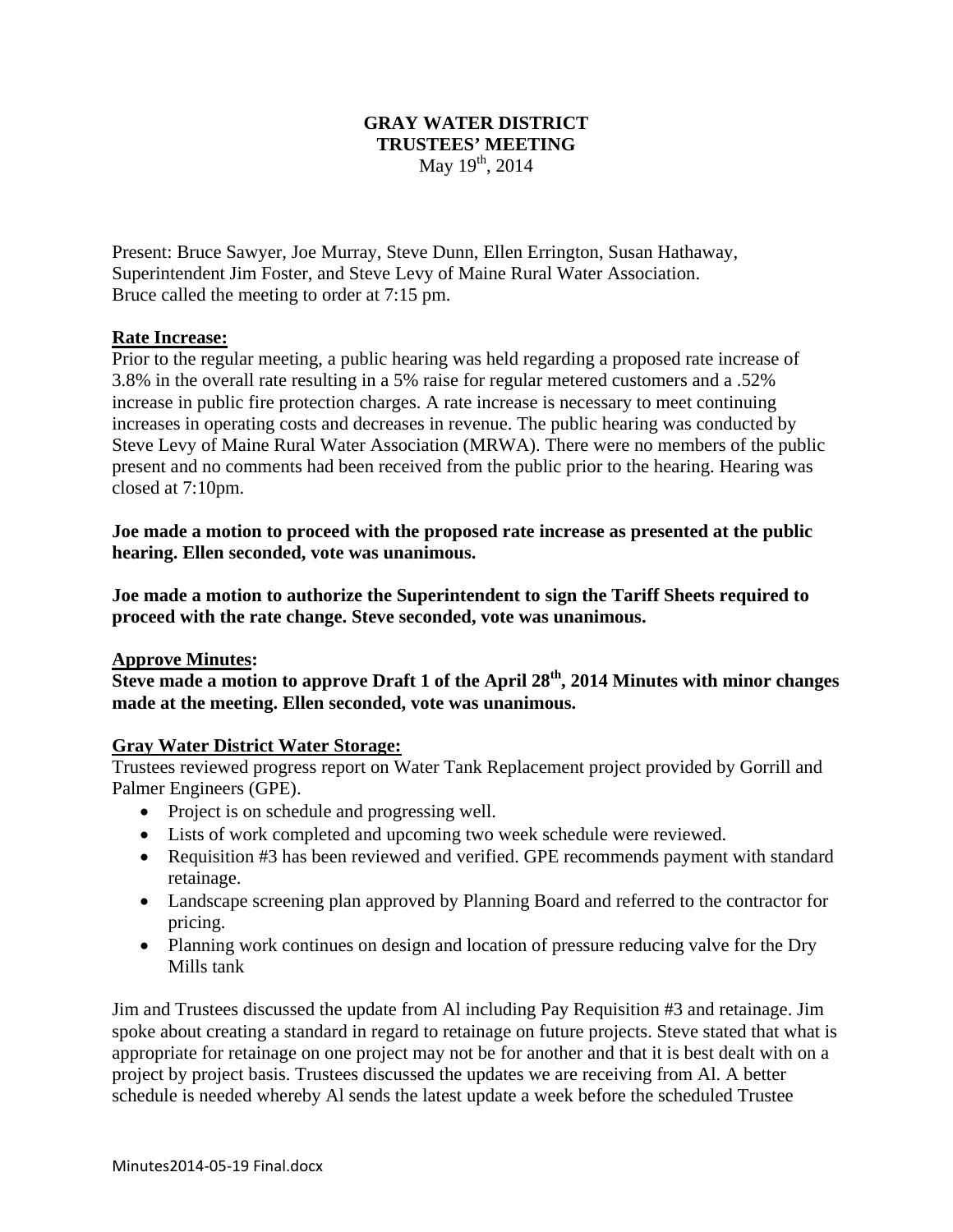# GRAY WATER DISTRICT
## TRUSTEES' MEETING
May 19th, 2014

Present: Bruce Sawyer, Joe Murray, Steve Dunn, Ellen Errington, Susan Hathaway, Superintendent Jim Foster, and Steve Levy of Maine Rural Water Association.
Bruce called the meeting to order at 7:15 pm.

**Rate Increase:**

Prior to the regular meeting, a public hearing was held regarding a proposed rate increase of 3.8% in the overall rate resulting in a 5% raise for regular metered customers and a .52% increase in public fire protection charges. A rate increase is necessary to meet continuing increases in operating costs and decreases in revenue. The public hearing was conducted by Steve Levy of Maine Rural Water Association (MRWA). There were no members of the public present and no comments had been received from the public prior to the hearing. Hearing was closed at 7:10pm.

**Joe made a motion to proceed with the proposed rate increase as presented at the public hearing. Ellen seconded, vote was unanimous.**

**Joe made a motion to authorize the Superintendent to sign the Tariff Sheets required to proceed with the rate change. Steve seconded, vote was unanimous.**

**Approve Minutes:**

**Steve made a motion to approve Draft 1 of the April 28th, 2014 Minutes with minor changes made at the meeting. Ellen seconded, vote was unanimous.**

**Gray Water District Water Storage:**

Trustees reviewed progress report on Water Tank Replacement project provided by Gorrill and Palmer Engineers (GPE).

- Project is on schedule and progressing well.
- Lists of work completed and upcoming two week schedule were reviewed.
- Requisition #3 has been reviewed and verified. GPE recommends payment with standard retainage.
- Landscape screening plan approved by Planning Board and referred to the contractor for pricing.
- Planning work continues on design and location of pressure reducing valve for the Dry Mills tank

Jim and Trustees discussed the update from Al including Pay Requisition #3 and retainage. Jim spoke about creating a standard in regard to retainage on future projects. Steve stated that what is appropriate for retainage on one project may not be for another and that it is best dealt with on a project by project basis. Trustees discussed the updates we are receiving from Al. A better schedule is needed whereby Al sends the latest update a week before the scheduled Trustee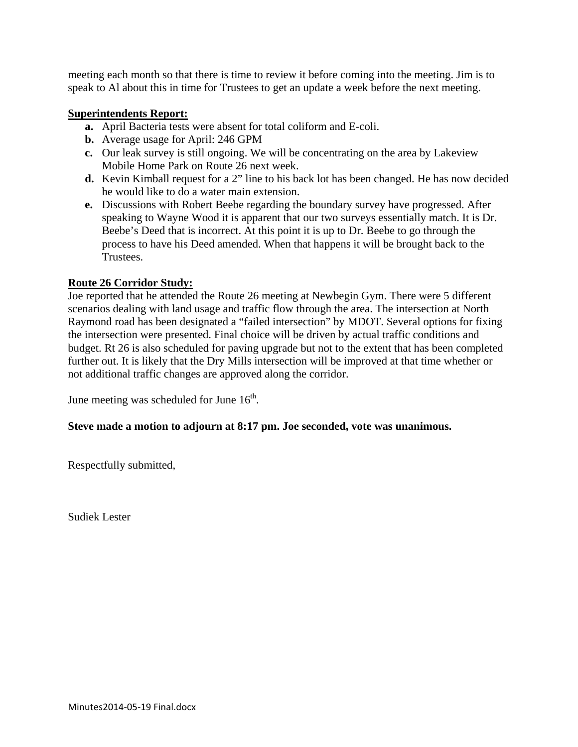meeting each month so that there is time to review it before coming into the meeting. Jim is to speak to Al about this in time for Trustees to get an update a week before the next meeting.

**Superintendents Report:**

- **a.** April Bacteria tests were absent for total coliform and E-coli.
- **b.** Average usage for April: 246 GPM
- **c.** Our leak survey is still ongoing. We will be concentrating on the area by Lakeview Mobile Home Park on Route 26 next week.
- **d.** Kevin Kimball request for a 2" line to his back lot has been changed. He has now decided he would like to do a water main extension.
- **e.** Discussions with Robert Beebe regarding the boundary survey have progressed. After speaking to Wayne Wood it is apparent that our two surveys essentially match. It is Dr. Beebe's Deed that is incorrect. At this point it is up to Dr. Beebe to go through the process to have his Deed amended. When that happens it will be brought back to the Trustees.

**Route 26 Corridor Study:**

Joe reported that he attended the Route 26 meeting at Newbegin Gym. There were 5 different scenarios dealing with land usage and traffic flow through the area. The intersection at North Raymond road has been designated a "failed intersection" by MDOT. Several options for fixing the intersection were presented. Final choice will be driven by actual traffic conditions and budget. Rt 26 is also scheduled for paving upgrade but not to the extent that has been completed further out. It is likely that the Dry Mills intersection will be improved at that time whether or not additional traffic changes are approved along the corridor.

June meeting was scheduled for June 16th.

**Steve made a motion to adjourn at 8:17 pm. Joe seconded, vote was unanimous.**

Respectfully submitted,

Sudiek Lester